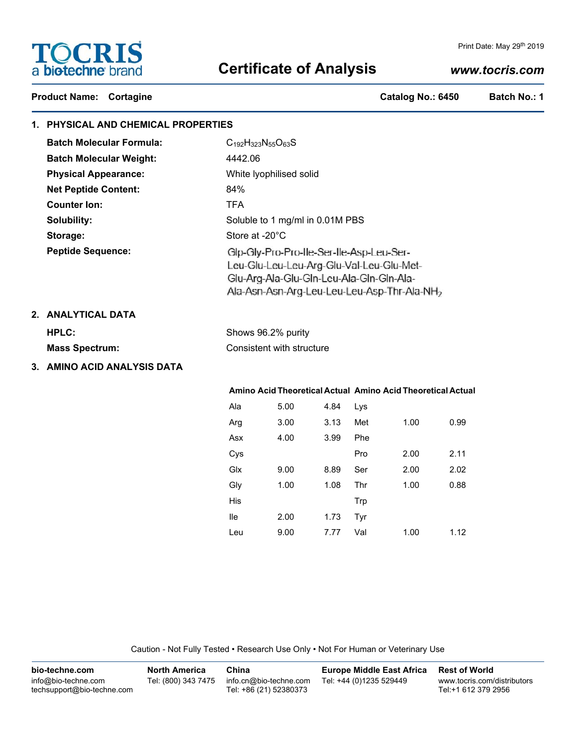**TOCRIS**
a biotechne brand

Print Date: May 29th 2019

# Certificate of Analysis

*www.tocris.com*

**Product Name: Cortagine** **Catalog No.: 6450** **Batch No.: 1**

## 1. PHYSICAL AND CHEMICAL PROPERTIES

| | |
|---|---|
| **Batch Molecular Formula:** | $C_{192}H_{323}N_{55}O_{63}S$ |
| **Batch Molecular Weight:** | 4442.06 |
| **Physical Appearance:** | White lyophilised solid |
| **Net Peptide Content:** | 84% |
| **Counter Ion:** | TFA |
| **Solubility:** | Soluble to 1 mg/ml in 0.01M PBS |
| **Storage:** | Store at -20°C |
| **Peptide Sequence:** | Glp-Gly-Pro-Pro-Ile-Ser-Ile-Asp-Leu-Ser-Leu-Glu-Leu-Leu-Arg-Glu-Val-Leu-Glu-Met-Glu-Arg-Ala-Glu-Gln-Leu-Ala-Gln-Gln-Ala-Ala-Asn-Asn-Arg-Leu-Leu-Leu-Asp-Thr-Ala-$NH_2$ |

## 2. ANALYTICAL DATA

| | |
|---|---|
| **HPLC:** | Shows 96.2% purity |
| **Mass Spectrum:** | Consistent with structure |

## 3. AMINO ACID ANALYSIS DATA

| Amino Acid | Theoretical | Actual | Amino Acid | Theoretical | Actual |
|---|---|---|---|---|---|
| Ala | 5.00 | 4.84 | Lys | | |
| Arg | 3.00 | 3.13 | Met | 1.00 | 0.99 |
| Asx | 4.00 | 3.99 | Phe | | |
| Cys | | | Pro | 2.00 | 2.11 |
| Glx | 9.00 | 8.89 | Ser | 2.00 | 2.02 |
| Gly | 1.00 | 1.08 | Thr | 1.00 | 0.88 |
| His | | | Trp | | |
| Ile | 2.00 | 1.73 | Tyr | | |
| Leu | 9.00 | 7.77 | Val | 1.00 | 1.12 |

Caution - Not Fully Tested • Research Use Only • Not For Human or Veterinary Use

**bio-techne.com**
info@bio-techne.com
techsupport@bio-techne.com

**North America**
Tel: (800) 343 7475

**China**
info.cn@bio-techne.com
Tel: +86 (21) 52380373

**Europe Middle East Africa**
Tel: +44 (0)1235 529449

**Rest of World**
www.tocris.com/distributors
Tel:+1 612 379 2956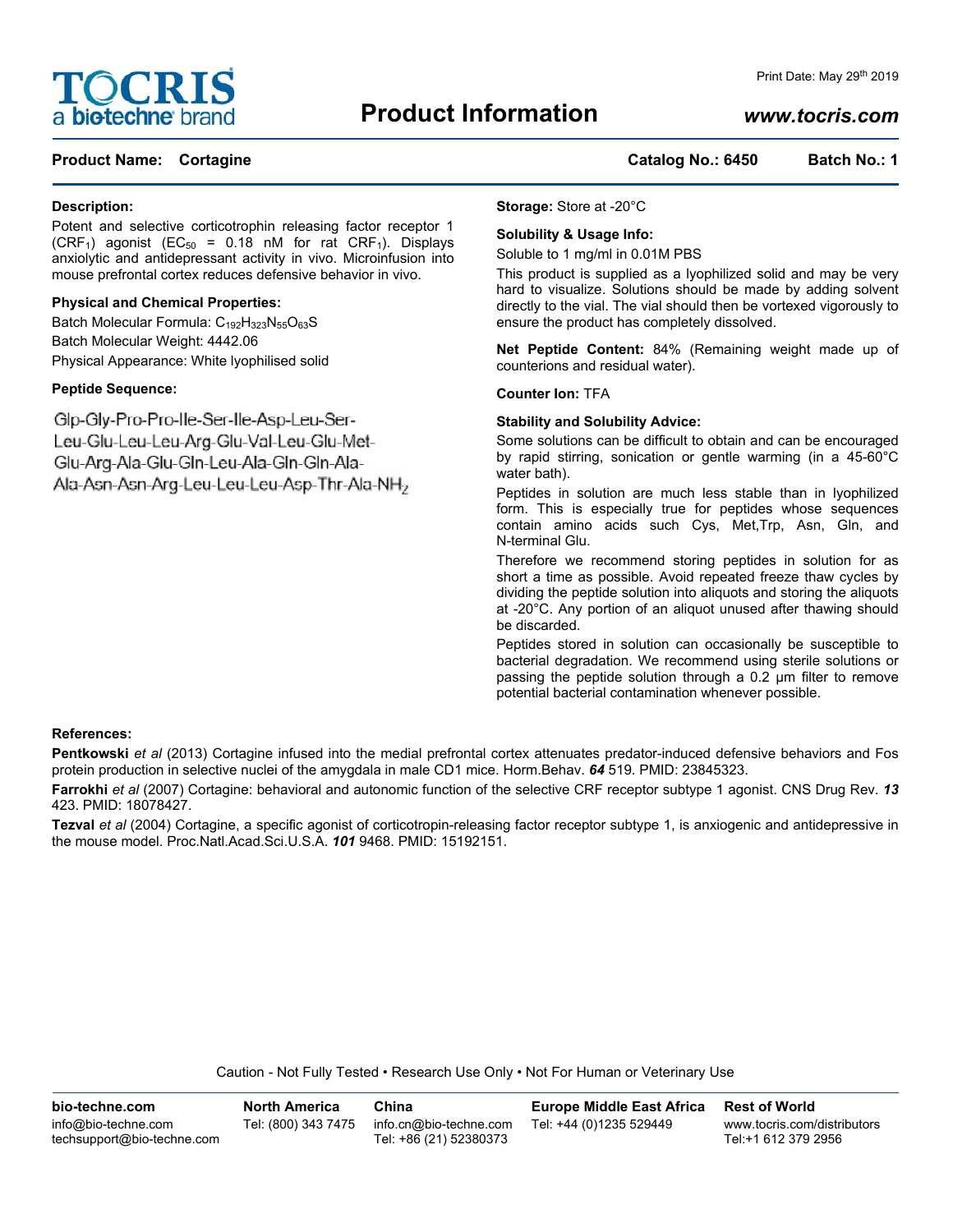# Product Information

www.tocris.com

**Product Name: Cortagine** **Catalog No.: 6450** **Batch No.: 1**

### Description:

Potent and selective corticotrophin releasing factor receptor 1 ($CRF_1$) agonist ($EC_{50}$ = 0.18 nM for rat $CRF_1$). Displays anxiolytic and antidepressant activity in vivo. Microinfusion into mouse prefrontal cortex reduces defensive behavior in vivo.

### Physical and Chemical Properties:

Batch Molecular Formula: $C_{192}H_{323}N_{55}O_{63}S$

Batch Molecular Weight: 4442.06

Physical Appearance: White lyophilised solid

### Peptide Sequence:

Glp-Gly-Pro-Pro-Ile-Ser-Ile-Asp-Leu-Ser-Leu-Glu-Leu-Leu-Arg-Glu-Val-Leu-Glu-Met-Glu-Arg-Ala-Glu-Gln-Leu-Ala-Gln-Gln-Ala-Ala-Asn-Asn-Arg-Leu-Leu-Leu-Asp-Thr-Ala-$NH_2$

**Storage:** Store at -20°C

### Solubility & Usage Info:

Soluble to 1 mg/ml in 0.01M PBS

This product is supplied as a lyophilized solid and may be very hard to visualize. Solutions should be made by adding solvent directly to the vial. The vial should then be vortexed vigorously to ensure the product has completely dissolved.

**Net Peptide Content:** 84% (Remaining weight made up of counterions and residual water).

**Counter Ion:** TFA

### Stability and Solubility Advice:

Some solutions can be difficult to obtain and can be encouraged by rapid stirring, sonication or gentle warming (in a 45-60°C water bath).

Peptides in solution are much less stable than in lyophilized form. This is especially true for peptides whose sequences contain amino acids such Cys, Met,Trp, Asn, Gln, and N-terminal Glu.

Therefore we recommend storing peptides in solution for as short a time as possible. Avoid repeated freeze thaw cycles by dividing the peptide solution into aliquots and storing the aliquots at -20°C. Any portion of an aliquot unused after thawing should be discarded.

Peptides stored in solution can occasionally be susceptible to bacterial degradation. We recommend using sterile solutions or passing the peptide solution through a 0.2 µm filter to remove potential bacterial contamination whenever possible.

### References:

**Pentkowski** *et al* (2013) Cortagine infused into the medial prefrontal cortex attenuates predator-induced defensive behaviors and Fos protein production in selective nuclei of the amygdala in male CD1 mice. Horm.Behav. ***64*** 519. PMID: 23845323.

**Farrokhi** *et al* (2007) Cortagine: behavioral and autonomic function of the selective CRF receptor subtype 1 agonist. CNS Drug Rev. ***13*** 423. PMID: 18078427.

**Tezval** *et al* (2004) Cortagine, a specific agonist of corticotropin-releasing factor receptor subtype 1, is anxiogenic and antidepressive in the mouse model. Proc.Natl.Acad.Sci.U.S.A. ***101*** 9468. PMID: 15192151.

Caution - Not Fully Tested • Research Use Only • Not For Human or Veterinary Use

**bio-techne.com**
info@bio-techne.com
techsupport@bio-techne.com

**North America**
Tel: (800) 343 7475

**China**
info.cn@bio-techne.com
Tel: +86 (21) 52380373

**Europe Middle East Africa**
Tel: +44 (0)1235 529449

**Rest of World**
www.tocris.com/distributors
Tel:+1 612 379 2956